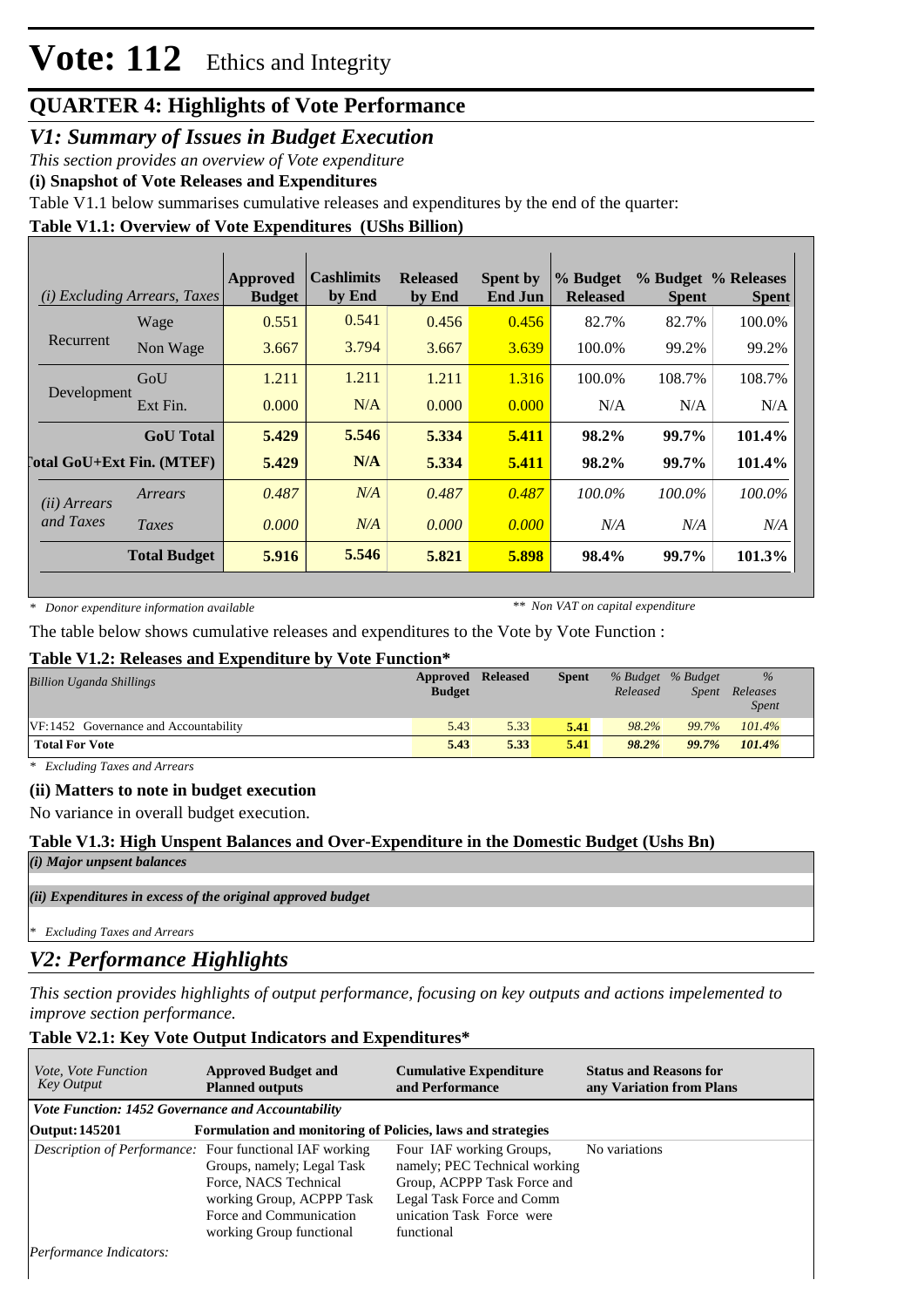# Vote: 112 Ethics and Integrity

## QUARTER 4: Highlights of Vote Performance

## *V1: Summary of Issues in Budget Execution*

*This section provides an overview of Vote expenditure*

**(i) Snapshot of Vote Releases and Expenditures**

Table V1.1 below summarises cumulative releases and expenditures by the end of the quarter:

**Table V1.1: Overview of Vote Expenditures (UShs Billion)**

| *(i) Excluding Arrears, Taxes* | | Approved Budget | Cashlimits by End | Released by End | Spent by End Jun | % Budget Released | % Budget Spent | % Releases Spent |
|---|---|---|---|---|---|---|---|---|
| Recurrent | Wage | 0.551 | 0.541 | 0.456 | 0.456 | 82.7% | 82.7% | 100.0% |
| | Non Wage | 3.667 | 3.794 | 3.667 | 3.639 | 100.0% | 99.2% | 99.2% |
| Development | GoU | 1.211 | 1.211 | 1.211 | 1.316 | 100.0% | 108.7% | 108.7% |
| | Ext Fin. | 0.000 | N/A | 0.000 | 0.000 | N/A | N/A | N/A |
| | **GoU Total** | **5.429** | **5.546** | **5.334** | **5.411** | **98.2%** | **99.7%** | **101.4%** |
| **Total GoU+Ext Fin. (MTEF)** | | **5.429** | **N/A** | **5.334** | **5.411** | **98.2%** | **99.7%** | **101.4%** |
| *(ii) Arrears and Taxes* | *Arrears* | *0.487* | *N/A* | *0.487* | *0.487* | *100.0%* | *100.0%* | *100.0%* |
| | *Taxes* | *0.000* | *N/A* | *0.000* | *0.000* | *N/A* | *N/A* | *N/A* |
| | **Total Budget** | **5.916** | **5.546** | **5.821** | **5.898** | **98.4%** | **99.7%** | **101.3%** |

*\* Donor expenditure information available* *\*\* Non VAT on capital expenditure*

The table below shows cumulative releases and expenditures to the Vote by Vote Function :

**Table V1.2: Releases and Expenditure by Vote Function\***

| *Billion Uganda Shillings* | Approved Budget | Released | Spent | *% Budget Released* | *% Budget Spent* | *% Releases Spent* |
|---|---|---|---|---|---|---|
| VF:1452 Governance and Accountability | 5.43 | 5.33 | 5.41 | *98.2%* | *99.7%* | *101.4%* |
| **Total For Vote** | **5.43** | **5.33** | **5.41** | ***98.2%*** | ***99.7%*** | ***101.4%*** |

*\* Excluding Taxes and Arrears*

**(ii) Matters to note in budget execution**

No variance in overall budget execution.

**Table V1.3: High Unspent Balances and Over-Expenditure in the Domestic Budget (Ushs Bn)**

*(i) Major unpsent balances*

*(ii) Expenditures in excess of the original approved budget*

*\* Excluding Taxes and Arrears*

## *V2: Performance Highlights*

*This section provides highlights of output performance, focusing on key outputs and actions impelemented to improve section performance.*

**Table V2.1: Key Vote Output Indicators and Expenditures\***

| *Vote, Vote Function Key Output* | Approved Budget and Planned outputs | Cumulative Expenditure and Performance | Status and Reasons for any Variation from Plans |
|---|---|---|---|
| ***Vote Function: 1452 Governance and Accountability*** | | | |
| **Output: 145201** | **Formulation and monitoring of Policies, laws and strategies** | | |
| *Description of Performance:* | Four functional IAF working Groups, namely; Legal Task Force, NACS Technical working Group, ACPPP Task Force and Communication working Group functional | Four IAF working Groups, namely; PEC Technical working Group, ACPPP Task Force and Legal Task Force and Comm unication Task Force were functional | No variations |
| *Performance Indicators:* | | | |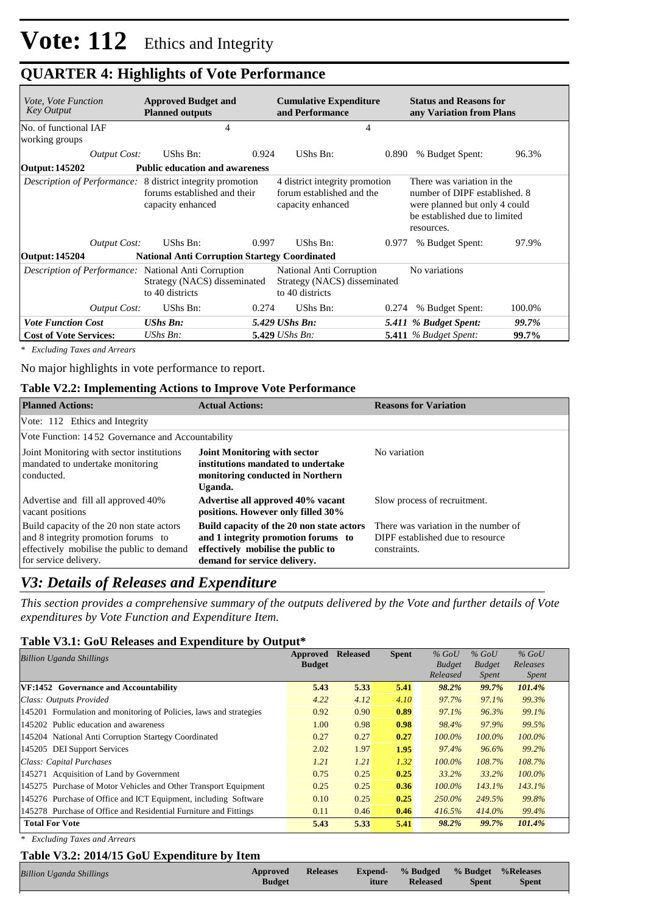# Vote: 112 Ethics and Integrity

## QUARTER 4: Highlights of Vote Performance

| *Vote, Vote Function Key Output* | **Approved Budget and Planned outputs** | | **Cumulative Expenditure and Performance** | | **Status and Reasons for any Variation from Plans** | |
|---|---|---|---|---|---|---|
| No. of functional IAF working groups | 4 | | 4 | | | |
| *Output Cost:* | UShs Bn: | 0.924 | UShs Bn: | 0.890 | % Budget Spent: | 96.3% |
| **Output: 145202** | **Public education and awareness** | | | | | |
| *Description of Performance:* | 8 district integrity promotion forums established and their capacity enhanced | | 4 district integrity promotion forum established and the capacity enhanced | | There was variation in the number of DIPF established. 8 were planned but only 4 could be established due to limited resources. | |
| *Output Cost:* | UShs Bn: | 0.997 | UShs Bn: | 0.977 | % Budget Spent: | 97.9% |
| **Output: 145204** | **National Anti Corruption Startegy Coordinated** | | | | | |
| *Description of Performance:* | National Anti Corruption Strategy (NACS) disseminated to 40 districts | | National Anti Corruption Strategy (NACS) disseminated to 40 districts | | No variations | |
| *Output Cost:* | UShs Bn: | 0.274 | UShs Bn: | 0.274 | % Budget Spent: | 100.0% |
| ***Vote Function Cost*** | ***UShs Bn:*** | ***5.429*** | ***UShs Bn:*** | ***5.411*** | ***% Budget Spent:*** | ***99.7%*** |
| **Cost of Vote Services:** | *UShs Bn:* | **5.429** | *UShs Bn:* | **5.411** | *% Budget Spent:* | **99.7%** |

*\* Excluding Taxes and Arrears*

No major highlights in vote performance to report.

### Table V2.2: Implementing Actions to Improve Vote Performance

| **Planned Actions:** | **Actual Actions:** | **Reasons for Variation** |
|---|---|---|
| Vote: 112 Ethics and Integrity | | |
| Vote Function: 14 52 Governance and Accountability | | |
| Joint Monitoring with sector institutions mandated to undertake monitoring conducted. | **Joint Monitoring with sector institutions mandated to undertake monitoring conducted in Northern Uganda.** | No variation |
| Advertise and fill all approved 40% vacant positions | **Advertise all approved 40% vacant positions. However only filled 30%** | Slow process of recruitment. |
| Build capacity of the 20 non state actors and 8 integrity promotion forums to effectively mobilise the public to demand for service delivery. | **Build capacity of the 20 non state actors and 1 integrity promotion forums to effectively mobilise the public to demand for service delivery.** | There was variation in the number of DIPF established due to resource constraints. |

## *V3: Details of Releases and Expenditure*

*This section provides a comprehensive summary of the outputs delivered by the Vote and further details of Vote expenditures by Vote Function and Expenditure Item.*

### Table V3.1: GoU Releases and Expenditure by Output*

| *Billion Uganda Shillings* | **Approved Budget** | **Released** | **Spent** | *% GoU Budget Released* | *% GoU Budget Spent* | *% GoU Releases Spent* |
|---|---|---|---|---|---|---|
| **VF:1452 Governance and Accountability** | **5.43** | **5.33** | **5.41** | ***98.2%*** | ***99.7%*** | ***101.4%*** |
| *Class: Outputs Provided* | *4.22* | *4.12* | *4.10* | *97.7%* | *97.1%* | *99.3%* |
| 145201 Formulation and monitoring of Policies, laws and strategies | 0.92 | 0.90 | **0.89** | *97.1%* | *96.3%* | *99.1%* |
| 145202 Public education and awareness | 1.00 | 0.98 | **0.98** | *98.4%* | *97.9%* | *99.5%* |
| 145204 National Anti Corruption Startegy Coordinated | 0.27 | 0.27 | **0.27** | *100.0%* | *100.0%* | *100.0%* |
| 145205 DEI Support Services | 2.02 | 1.97 | **1.95** | *97.4%* | *96.6%* | *99.2%* |
| *Class: Capital Purchases* | *1.21* | *1.21* | *1.32* | *100.0%* | *108.7%* | *108.7%* |
| 145271 Acquisition of Land by Government | 0.75 | 0.25 | **0.25** | *33.2%* | *33.2%* | *100.0%* |
| 145275 Purchase of Motor Vehicles and Other Transport Equipment | 0.25 | 0.25 | **0.36** | *100.0%* | *143.1%* | *143.1%* |
| 145276 Purchase of Office and ICT Equipment, including Software | 0.10 | 0.25 | **0.25** | *250.0%* | *249.5%* | *99.8%* |
| 145278 Purchase of Office and Residential Furniture and Fittings | 0.11 | 0.46 | **0.46** | *416.5%* | *414.0%* | *99.4%* |
| **Total For Vote** | **5.43** | **5.33** | **5.41** | ***98.2%*** | ***99.7%*** | ***101.4%*** |

*\* Excluding Taxes and Arrears*

### Table V3.2: 2014/15 GoU Expenditure by Item

| *Billion Uganda Shillings* | **Approved Budget** | **Releases** | **Expend- iture** | **% Budged Released** | **% Budget Spent** | **%Releases Spent** |
|---|---|---|---|---|---|---|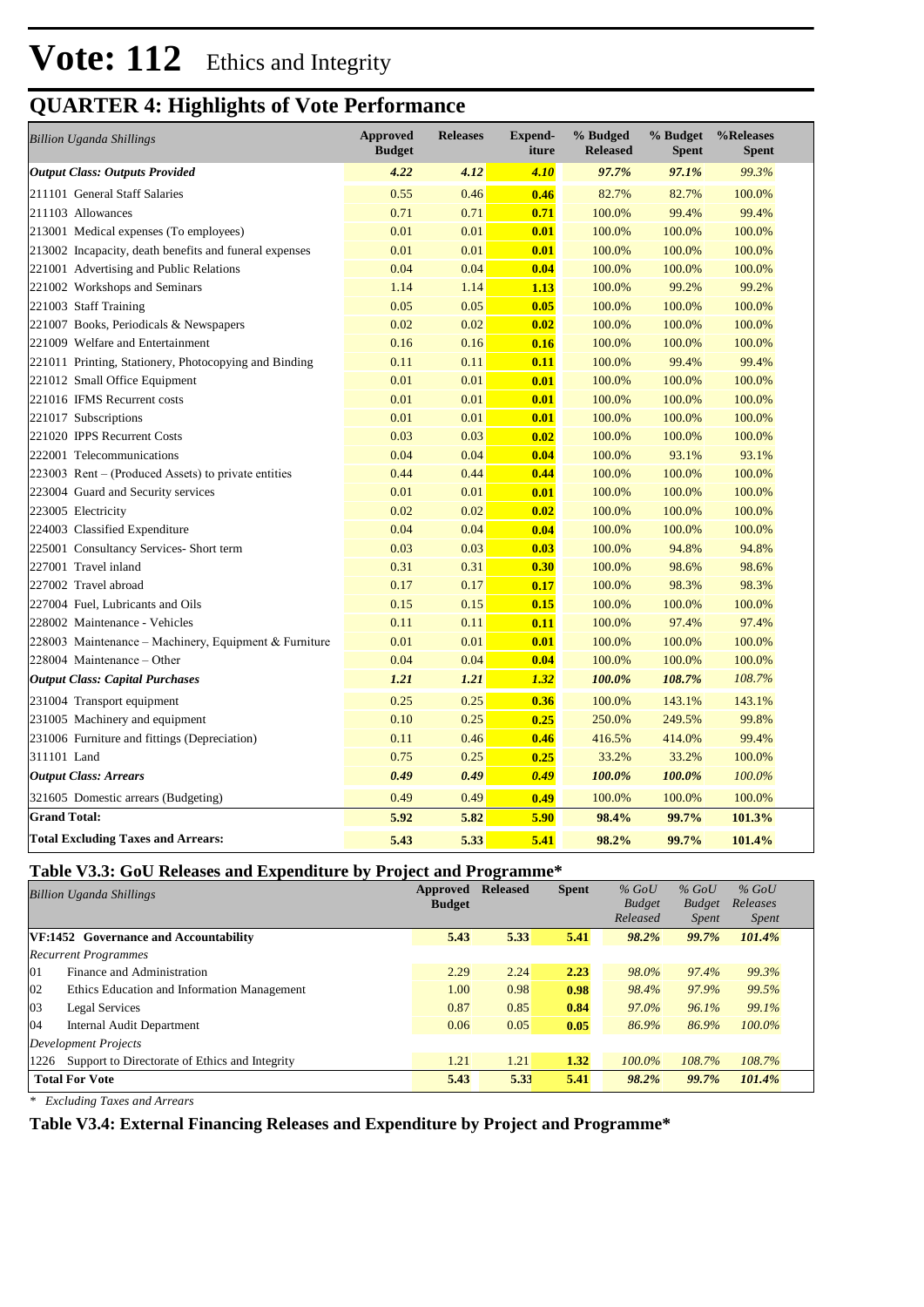# Vote: 112 Ethics and Integrity

## QUARTER 4: Highlights of Vote Performance

| *Billion Uganda Shillings* | Approved Budget | Releases | Expend-iture | % Budged Released | % Budget Spent | %Releases Spent |
|---|---|---|---|---|---|---|
| ***Output Class: Outputs Provided*** | ***4.22*** | ***4.12*** | ***4.10*** | ***97.7%*** | ***97.1%*** | *99.3%* |
| 211101 General Staff Salaries | 0.55 | 0.46 | **0.46** | 82.7% | 82.7% | 100.0% |
| 211103 Allowances | 0.71 | 0.71 | **0.71** | 100.0% | 99.4% | 99.4% |
| 213001 Medical expenses (To employees) | 0.01 | 0.01 | **0.01** | 100.0% | 100.0% | 100.0% |
| 213002 Incapacity, death benefits and funeral expenses | 0.01 | 0.01 | **0.01** | 100.0% | 100.0% | 100.0% |
| 221001 Advertising and Public Relations | 0.04 | 0.04 | **0.04** | 100.0% | 100.0% | 100.0% |
| 221002 Workshops and Seminars | 1.14 | 1.14 | **1.13** | 100.0% | 99.2% | 99.2% |
| 221003 Staff Training | 0.05 | 0.05 | **0.05** | 100.0% | 100.0% | 100.0% |
| 221007 Books, Periodicals & Newspapers | 0.02 | 0.02 | **0.02** | 100.0% | 100.0% | 100.0% |
| 221009 Welfare and Entertainment | 0.16 | 0.16 | **0.16** | 100.0% | 100.0% | 100.0% |
| 221011 Printing, Stationery, Photocopying and Binding | 0.11 | 0.11 | **0.11** | 100.0% | 99.4% | 99.4% |
| 221012 Small Office Equipment | 0.01 | 0.01 | **0.01** | 100.0% | 100.0% | 100.0% |
| 221016 IFMS Recurrent costs | 0.01 | 0.01 | **0.01** | 100.0% | 100.0% | 100.0% |
| 221017 Subscriptions | 0.01 | 0.01 | **0.01** | 100.0% | 100.0% | 100.0% |
| 221020 IPPS Recurrent Costs | 0.03 | 0.03 | **0.02** | 100.0% | 100.0% | 100.0% |
| 222001 Telecommunications | 0.04 | 0.04 | **0.04** | 100.0% | 93.1% | 93.1% |
| 223003 Rent – (Produced Assets) to private entities | 0.44 | 0.44 | **0.44** | 100.0% | 100.0% | 100.0% |
| 223004 Guard and Security services | 0.01 | 0.01 | **0.01** | 100.0% | 100.0% | 100.0% |
| 223005 Electricity | 0.02 | 0.02 | **0.02** | 100.0% | 100.0% | 100.0% |
| 224003 Classified Expenditure | 0.04 | 0.04 | **0.04** | 100.0% | 100.0% | 100.0% |
| 225001 Consultancy Services- Short term | 0.03 | 0.03 | **0.03** | 100.0% | 94.8% | 94.8% |
| 227001 Travel inland | 0.31 | 0.31 | **0.30** | 100.0% | 98.6% | 98.6% |
| 227002 Travel abroad | 0.17 | 0.17 | **0.17** | 100.0% | 98.3% | 98.3% |
| 227004 Fuel, Lubricants and Oils | 0.15 | 0.15 | **0.15** | 100.0% | 100.0% | 100.0% |
| 228002 Maintenance - Vehicles | 0.11 | 0.11 | **0.11** | 100.0% | 97.4% | 97.4% |
| 228003 Maintenance – Machinery, Equipment & Furniture | 0.01 | 0.01 | **0.01** | 100.0% | 100.0% | 100.0% |
| 228004 Maintenance – Other | 0.04 | 0.04 | **0.04** | 100.0% | 100.0% | 100.0% |
| ***Output Class: Capital Purchases*** | ***1.21*** | ***1.21*** | ***1.32*** | ***100.0%*** | ***108.7%*** | *108.7%* |
| 231004 Transport equipment | 0.25 | 0.25 | **0.36** | 100.0% | 143.1% | 143.1% |
| 231005 Machinery and equipment | 0.10 | 0.25 | **0.25** | 250.0% | 249.5% | 99.8% |
| 231006 Furniture and fittings (Depreciation) | 0.11 | 0.46 | **0.46** | 416.5% | 414.0% | 99.4% |
| 311101 Land | 0.75 | 0.25 | **0.25** | 33.2% | 33.2% | 100.0% |
| ***Output Class: Arrears*** | ***0.49*** | ***0.49*** | ***0.49*** | ***100.0%*** | ***100.0%*** | *100.0%* |
| 321605 Domestic arrears (Budgeting) | 0.49 | 0.49 | **0.49** | 100.0% | 100.0% | 100.0% |
| **Grand Total:** | **5.92** | **5.82** | **5.90** | **98.4%** | **99.7%** | **101.3%** |
| **Total Excluding Taxes and Arrears:** | **5.43** | **5.33** | **5.41** | **98.2%** | **99.7%** | **101.4%** |

## Table V3.3: GoU Releases and Expenditure by Project and Programme*

| *Billion Uganda Shillings* | Approved Budget | Released | Spent | *% GoU Budget Released* | *% GoU Budget Spent* | *% GoU Releases Spent* |
|---|---|---|---|---|---|---|
| **VF:1452 Governance and Accountability** | **5.43** | **5.33** | **5.41** | ***98.2%*** | ***99.7%*** | ***101.4%*** |
| *Recurrent Programmes* | | | | | | |
| 01 Finance and Administration | 2.29 | 2.24 | **2.23** | *98.0%* | *97.4%* | *99.3%* |
| 02 Ethics Education and Information Management | 1.00 | 0.98 | **0.98** | *98.4%* | *97.9%* | *99.5%* |
| 03 Legal Services | 0.87 | 0.85 | **0.84** | *97.0%* | *96.1%* | *99.1%* |
| 04 Internal Audit Department | 0.06 | 0.05 | **0.05** | *86.9%* | *86.9%* | *100.0%* |
| *Development Projects* | | | | | | |
| 1226 Support to Directorate of Ethics and Integrity | 1.21 | 1.21 | **1.32** | *100.0%* | *108.7%* | *108.7%* |
| **Total For Vote** | **5.43** | **5.33** | **5.41** | ***98.2%*** | ***99.7%*** | ***101.4%*** |

*\* Excluding Taxes and Arrears*

## Table V3.4: External Financing Releases and Expenditure by Project and Programme*